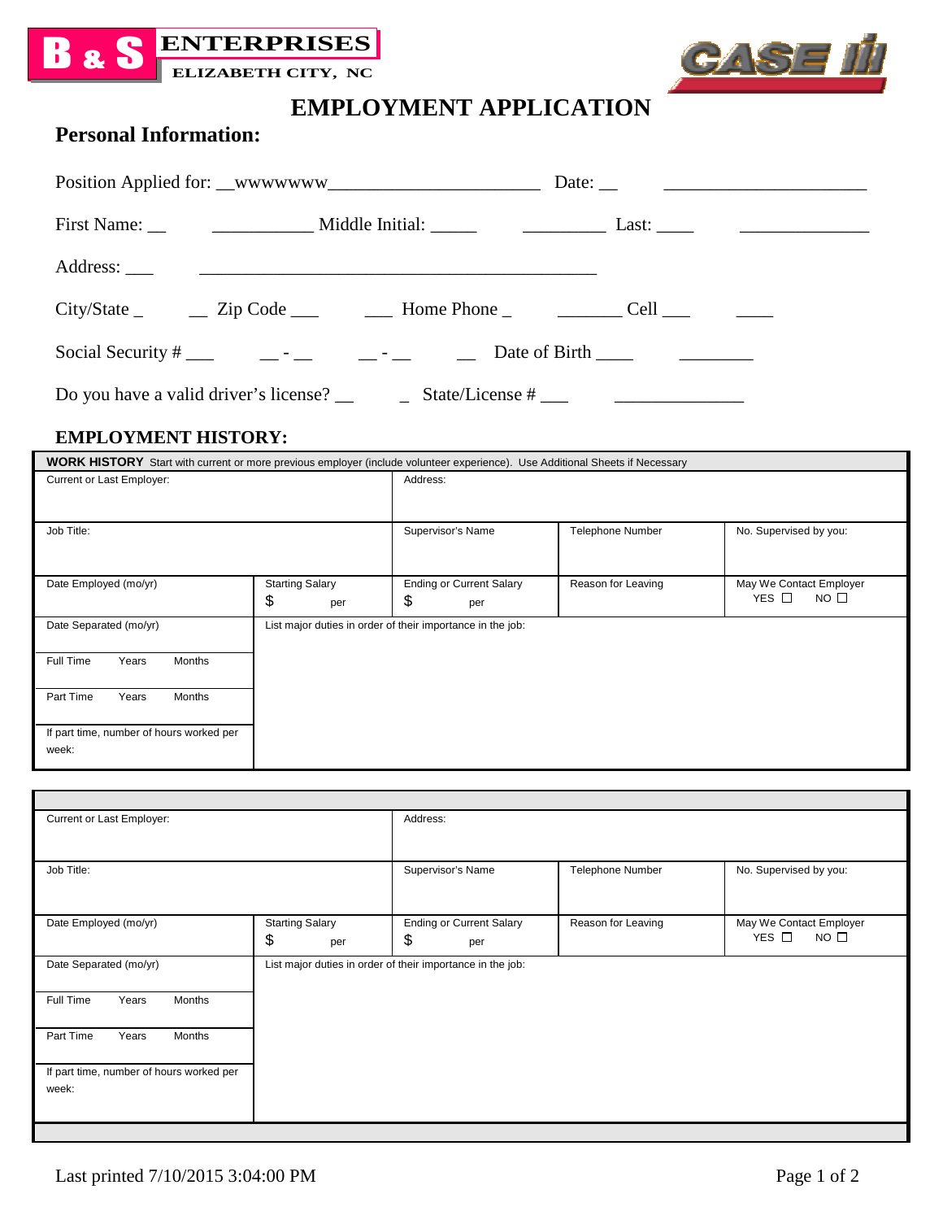**B & S ENTERPRISES**
ELIZABETH CITY, NC

CASE IH

# EMPLOYMENT APPLICATION

## Personal Information:

Position Applied for: __wwwwwww_______________________ Date: __ ____________________

First Name: __ __________ Middle Initial: _____ _________ Last: ____ ______________

Address: ___ __________________________________________

City/State _ __ Zip Code ___ ___ Home Phone _ _______ Cell ___ ____

Social Security # ___ __ - __ __ - __ __ Date of Birth ____ ________

Do you have a valid driver's license? __ _ State/License # ___ ______________

### EMPLOYMENT HISTORY:

**WORK HISTORY** Start with current or more previous employer (include volunteer experience). Use Additional Sheets if Necessary

| Current or Last Employer: | | Address: | | |
|---|---|---|---|---|
| Job Title: | | Supervisor's Name | Telephone Number | No. Supervised by you: |
| Date Employed (mo/yr) | Starting Salary $ per | Ending or Current Salary $ per | Reason for Leaving | May We Contact Employer YES ☐ NO ☐ |
| Date Separated (mo/yr) | List major duties in order of their importance in the job: | | | |
| Full Time Years Months | | | | |
| Part Time Years Months | | | | |
| If part time, number of hours worked per week: | | | | |

| Current or Last Employer: | | Address: | | |
|---|---|---|---|---|
| Job Title: | | Supervisor's Name | Telephone Number | No. Supervised by you: |
| Date Employed (mo/yr) | Starting Salary $ per | Ending or Current Salary $ per | Reason for Leaving | May We Contact Employer YES ☐ NO ☐ |
| Date Separated (mo/yr) | List major duties in order of their importance in the job: | | | |
| Full Time Years Months | | | | |
| Part Time Years Months | | | | |
| If part time, number of hours worked per week: | | | | |

Last printed 7/10/2015 3:04:00 PM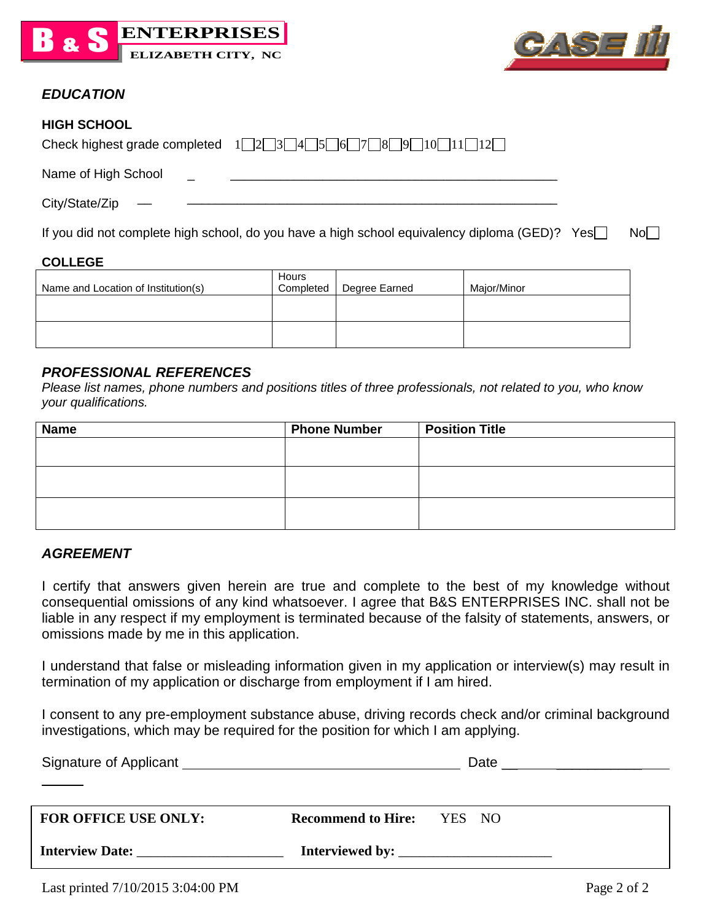**B & S ENTERPRISES**
ELIZABETH CITY, NC

CASE IH

## *EDUCATION*

### HIGH SCHOOL

Check highest grade completed 1☐ 2☐ 3☐ 4☐ 5☐ 6☐ 7☐ 8☐ 9☐ 10☐ 11☐ 12☐

Name of High School _________________________________________________

City/State/Zip _________________________________________________

If you did not complete high school, do you have a high school equivalency diploma (GED)? Yes☐ No☐

### COLLEGE

| Name and Location of Institution(s) | Hours Completed | Degree Earned | Major/Minor |
|---|---|---|---|
| | | | |
| | | | |

## *PROFESSIONAL REFERENCES*

*Please list names, phone numbers and positions titles of three professionals, not related to you, who know your qualifications.*

| Name | Phone Number | Position Title |
|---|---|---|
| | | |
| | | |
| | | |

## *AGREEMENT*

I certify that answers given herein are true and complete to the best of my knowledge without consequential omissions of any kind whatsoever. I agree that B&S ENTERPRISES INC. shall not be liable in any respect if my employment is terminated because of the falsity of statements, answers, or omissions made by me in this application.

I understand that false or misleading information given in my application or interview(s) may result in termination of my application or discharge from employment if I am hired.

I consent to any pre-employment substance abuse, driving records check and/or criminal background investigations, which may be required for the position for which I am applying.

Signature of Applicant ______________________________________ Date ____________________

**FOR OFFICE USE ONLY:** **Recommend to Hire:** YES NO

**Interview Date:** ____________________ **Interviewed by:** ____________________

Last printed 7/10/2015 3:04:00 PM